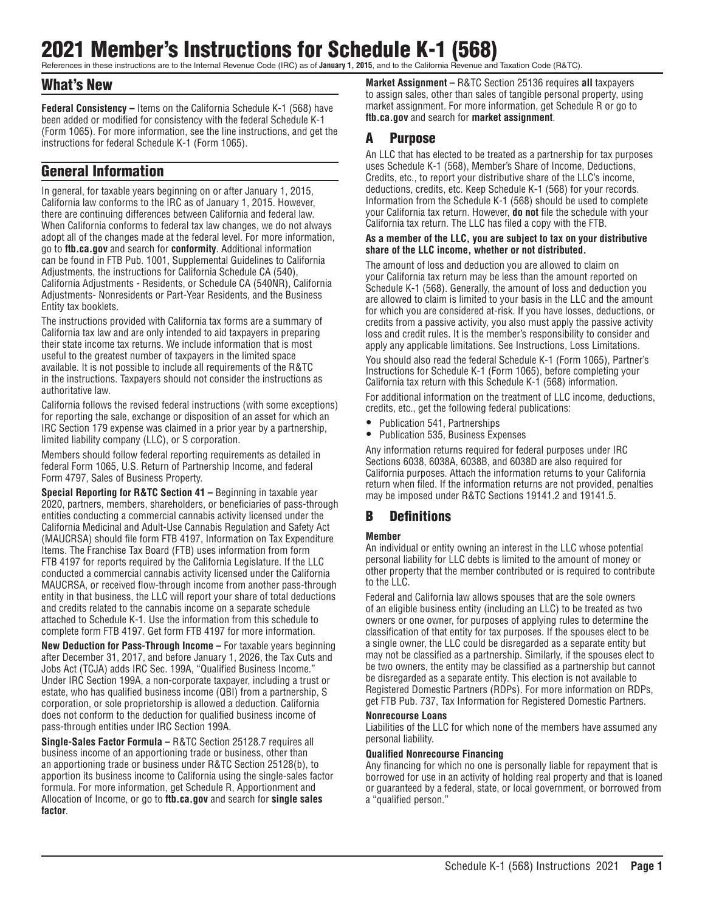# 2021 Member's Instructions for Schedule K-1 (568)

References in these instructions are to the Internal Revenue Code (IRC) as of **January 1, 2015**, and to the California Revenue and Taxation Code (R&TC).

## What's New

**Federal Consistency –** Items on the California Schedule K-1 (568) have been added or modified for consistency with the federal Schedule K-1 (Form 1065). For more information, see the line instructions, and get the instructions for federal Schedule K-1 (Form 1065).

## General Information

In general, for taxable years beginning on or after January 1, 2015, California law conforms to the IRC as of January 1, 2015. However, there are continuing differences between California and federal law. When California conforms to federal tax law changes, we do not always adopt all of the changes made at the federal level. For more information, go to **ftb.ca.gov** and search for **conformity**. Additional information can be found in FTB Pub. 1001, Supplemental Guidelines to California Adjustments, the instructions for California Schedule CA (540), California Adjustments - Residents, or Schedule CA (540NR), California Adjustments- Nonresidents or Part-Year Residents, and the Business Entity tax booklets.

The instructions provided with California tax forms are a summary of California tax law and are only intended to aid taxpayers in preparing their state income tax returns. We include information that is most useful to the greatest number of taxpayers in the limited space available. It is not possible to include all requirements of the R&TC in the instructions. Taxpayers should not consider the instructions as authoritative law.

California follows the revised federal instructions (with some exceptions) for reporting the sale, exchange or disposition of an asset for which an IRC Section 179 expense was claimed in a prior year by a partnership, limited liability company (LLC), or S corporation.

Members should follow federal reporting requirements as detailed in federal Form 1065, U.S. Return of Partnership Income, and federal Form 4797, Sales of Business Property.

**Special Reporting for R&TC Section 41 –** Beginning in taxable year 2020, partners, members, shareholders, or beneficiaries of pass-through entities conducting a commercial cannabis activity licensed under the California Medicinal and Adult-Use Cannabis Regulation and Safety Act (MAUCRSA) should file form FTB 4197, Information on Tax Expenditure Items. The Franchise Tax Board (FTB) uses information from form FTB 4197 for reports required by the California Legislature. If the LLC conducted a commercial cannabis activity licensed under the California MAUCRSA, or received flow-through income from another pass-through entity in that business, the LLC will report your share of total deductions and credits related to the cannabis income on a separate schedule attached to Schedule K-1. Use the information from this schedule to complete form FTB 4197. Get form FTB 4197 for more information.

**New Deduction for Pass-Through Income –** For taxable years beginning after December 31, 2017, and before January 1, 2026, the Tax Cuts and Jobs Act (TCJA) adds IRC Sec. 199A, "Qualified Business Income." Under IRC Section 199A, a non-corporate taxpayer, including a trust or estate, who has qualified business income (QBI) from a partnership, S corporation, or sole proprietorship is allowed a deduction. California does not conform to the deduction for qualified business income of pass-through entities under IRC Section 199A.

**Single-Sales Factor Formula –** R&TC Section 25128.7 requires all business income of an apportioning trade or business, other than an apportioning trade or business under R&TC Section 25128(b), to apportion its business income to California using the single-sales factor formula. For more information, get Schedule R, Apportionment and Allocation of Income, or go to **ftb.ca.gov** and search for **single sales factor**.

**Market Assignment –** R&TC Section 25136 requires **all** taxpayers to assign sales, other than sales of tangible personal property, using market assignment. For more information, get Schedule R or go to **ftb.ca.gov** and search for **market assignment**.

## A Purpose

An LLC that has elected to be treated as a partnership for tax purposes uses Schedule K-1 (568), Member's Share of Income, Deductions, Credits, etc., to report your distributive share of the LLC's income, deductions, credits, etc. Keep Schedule K-1 (568) for your records. Information from the Schedule K-1 (568) should be used to complete your California tax return. However, **do not** file the schedule with your California tax return. The LLC has filed a copy with the FTB.

**As a member of the LLC, you are subject to tax on your distributive share of the LLC income, whether or not distributed.**

The amount of loss and deduction you are allowed to claim on your California tax return may be less than the amount reported on Schedule K-1 (568). Generally, the amount of loss and deduction you are allowed to claim is limited to your basis in the LLC and the amount for which you are considered at-risk. If you have losses, deductions, or credits from a passive activity, you also must apply the passive activity loss and credit rules. It is the member's responsibility to consider and apply any applicable limitations. See Instructions, Loss Limitations.

You should also read the federal Schedule K-1 (Form 1065), Partner's Instructions for Schedule K-1 (Form 1065), before completing your California tax return with this Schedule K-1 (568) information.

For additional information on the treatment of LLC income, deductions, credits, etc., get the following federal publications:

- Publication 541, Partnerships
- Publication 535, Business Expenses

Any information returns required for federal purposes under IRC Sections 6038, 6038A, 6038B, and 6038D are also required for California purposes. Attach the information returns to your California return when filed. If the information returns are not provided, penalties may be imposed under R&TC Sections 19141.2 and 19141.5.

## B Definitions

### Member

An individual or entity owning an interest in the LLC whose potential personal liability for LLC debts is limited to the amount of money or other property that the member contributed or is required to contribute to the LLC.

Federal and California law allows spouses that are the sole owners of an eligible business entity (including an LLC) to be treated as two owners or one owner, for purposes of applying rules to determine the classification of that entity for tax purposes. If the spouses elect to be a single owner, the LLC could be disregarded as a separate entity but may not be classified as a partnership. Similarly, if the spouses elect to be two owners, the entity may be classified as a partnership but cannot be disregarded as a separate entity. This election is not available to Registered Domestic Partners (RDPs). For more information on RDPs, get FTB Pub. 737, Tax Information for Registered Domestic Partners.

### Nonrecourse Loans

Liabilities of the LLC for which none of the members have assumed any personal liability.

### Qualified Nonrecourse Financing

Any financing for which no one is personally liable for repayment that is borrowed for use in an activity of holding real property and that is loaned or guaranteed by a federal, state, or local government, or borrowed from a "qualified person."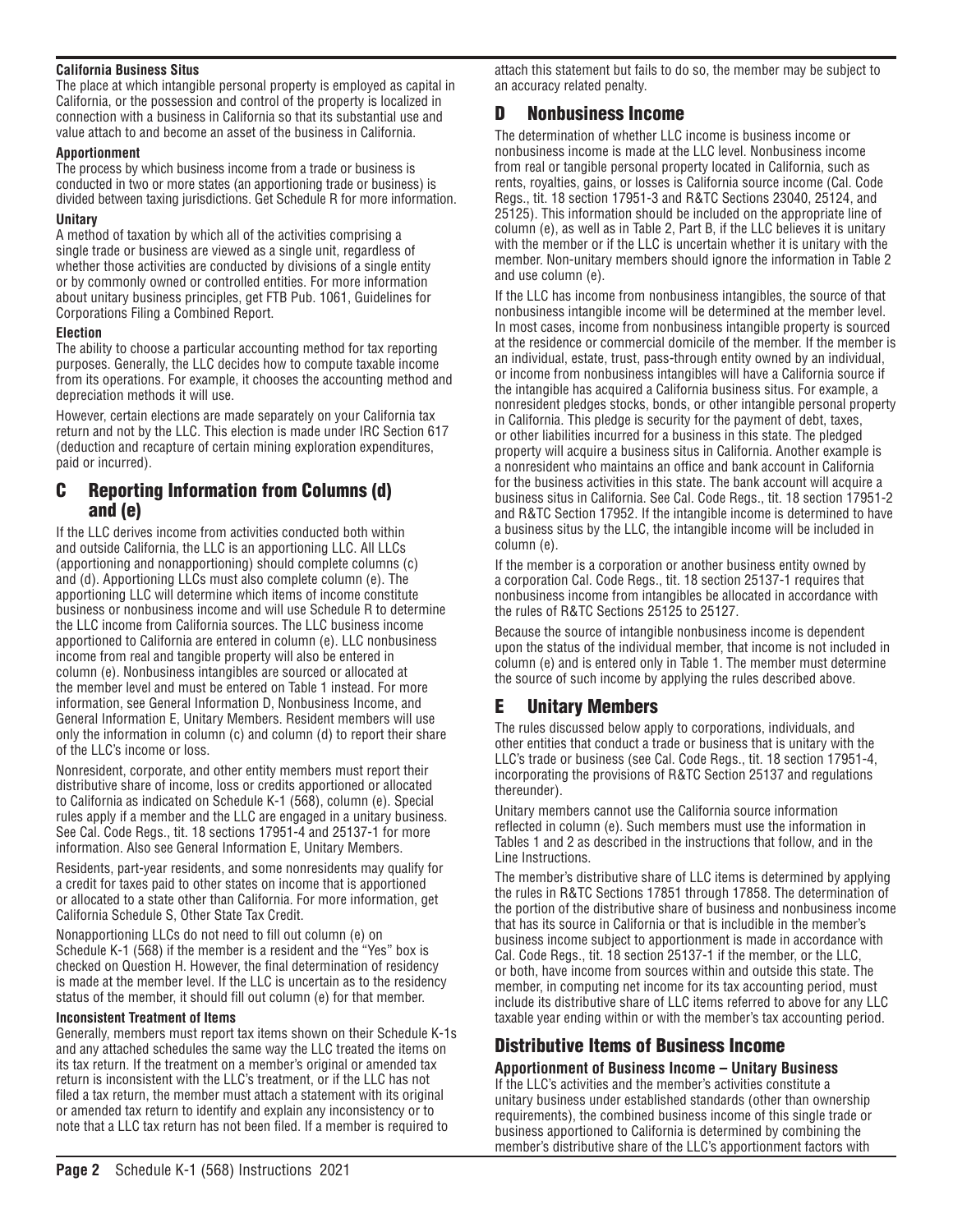**California Business Situs**

The place at which intangible personal property is employed as capital in California, or the possession and control of the property is localized in connection with a business in California so that its substantial use and value attach to and become an asset of the business in California.

**Apportionment**

The process by which business income from a trade or business is conducted in two or more states (an apportioning trade or business) is divided between taxing jurisdictions. Get Schedule R for more information.

**Unitary**

A method of taxation by which all of the activities comprising a single trade or business are viewed as a single unit, regardless of whether those activities are conducted by divisions of a single entity or by commonly owned or controlled entities. For more information about unitary business principles, get FTB Pub. 1061, Guidelines for Corporations Filing a Combined Report.

**Election**

The ability to choose a particular accounting method for tax reporting purposes. Generally, the LLC decides how to compute taxable income from its operations. For example, it chooses the accounting method and depreciation methods it will use.

However, certain elections are made separately on your California tax return and not by the LLC. This election is made under IRC Section 617 (deduction and recapture of certain mining exploration expenditures, paid or incurred).

## C Reporting Information from Columns (d) and (e)

If the LLC derives income from activities conducted both within and outside California, the LLC is an apportioning LLC. All LLCs (apportioning and nonapportioning) should complete columns (c) and (d). Apportioning LLCs must also complete column (e). The apportioning LLC will determine which items of income constitute business or nonbusiness income and will use Schedule R to determine the LLC income from California sources. The LLC business income apportioned to California are entered in column (e). LLC nonbusiness income from real and tangible property will also be entered in column (e). Nonbusiness intangibles are sourced or allocated at the member level and must be entered on Table 1 instead. For more information, see General Information D, Nonbusiness Income, and General Information E, Unitary Members. Resident members will use only the information in column (c) and column (d) to report their share of the LLC's income or loss.

Nonresident, corporate, and other entity members must report their distributive share of income, loss or credits apportioned or allocated to California as indicated on Schedule K-1 (568), column (e). Special rules apply if a member and the LLC are engaged in a unitary business. See Cal. Code Regs., tit. 18 sections 17951-4 and 25137-1 for more information. Also see General Information E, Unitary Members.

Residents, part-year residents, and some nonresidents may qualify for a credit for taxes paid to other states on income that is apportioned or allocated to a state other than California. For more information, get California Schedule S, Other State Tax Credit.

Nonapportioning LLCs do not need to fill out column (e) on Schedule K-1 (568) if the member is a resident and the "Yes" box is checked on Question H. However, the final determination of residency is made at the member level. If the LLC is uncertain as to the residency status of the member, it should fill out column (e) for that member.

**Inconsistent Treatment of Items**

Generally, members must report tax items shown on their Schedule K-1s and any attached schedules the same way the LLC treated the items on its tax return. If the treatment on a member's original or amended tax return is inconsistent with the LLC's treatment, or if the LLC has not filed a tax return, the member must attach a statement with its original or amended tax return to identify and explain any inconsistency or to note that a LLC tax return has not been filed. If a member is required to attach this statement but fails to do so, the member may be subject to an accuracy related penalty.

## D Nonbusiness Income

The determination of whether LLC income is business income or nonbusiness income is made at the LLC level. Nonbusiness income from real or tangible personal property located in California, such as rents, royalties, gains, or losses is California source income (Cal. Code Regs., tit. 18 section 17951-3 and R&TC Sections 23040, 25124, and 25125). This information should be included on the appropriate line of column (e), as well as in Table 2, Part B, if the LLC believes it is unitary with the member or if the LLC is uncertain whether it is unitary with the member. Non-unitary members should ignore the information in Table 2 and use column (e).

If the LLC has income from nonbusiness intangibles, the source of that nonbusiness intangible income will be determined at the member level. In most cases, income from nonbusiness intangible property is sourced at the residence or commercial domicile of the member. If the member is an individual, estate, trust, pass-through entity owned by an individual, or income from nonbusiness intangibles will have a California source if the intangible has acquired a California business situs. For example, a nonresident pledges stocks, bonds, or other intangible personal property in California. This pledge is security for the payment of debt, taxes, or other liabilities incurred for a business in this state. The pledged property will acquire a business situs in California. Another example is a nonresident who maintains an office and bank account in California for the business activities in this state. The bank account will acquire a business situs in California. See Cal. Code Regs., tit. 18 section 17951-2 and R&TC Section 17952. If the intangible income is determined to have a business situs by the LLC, the intangible income will be included in column (e).

If the member is a corporation or another business entity owned by a corporation Cal. Code Regs., tit. 18 section 25137-1 requires that nonbusiness income from intangibles be allocated in accordance with the rules of R&TC Sections 25125 to 25127.

Because the source of intangible nonbusiness income is dependent upon the status of the individual member, that income is not included in column (e) and is entered only in Table 1. The member must determine the source of such income by applying the rules described above.

## E Unitary Members

The rules discussed below apply to corporations, individuals, and other entities that conduct a trade or business that is unitary with the LLC's trade or business (see Cal. Code Regs., tit. 18 section 17951-4, incorporating the provisions of R&TC Section 25137 and regulations thereunder).

Unitary members cannot use the California source information reflected in column (e). Such members must use the information in Tables 1 and 2 as described in the instructions that follow, and in the Line Instructions.

The member's distributive share of LLC items is determined by applying the rules in R&TC Sections 17851 through 17858. The determination of the portion of the distributive share of business and nonbusiness income that has its source in California or that is includible in the member's business income subject to apportionment is made in accordance with Cal. Code Regs., tit. 18 section 25137-1 if the member, or the LLC, or both, have income from sources within and outside this state. The member, in computing net income for its tax accounting period, must include its distributive share of LLC items referred to above for any LLC taxable year ending within or with the member's tax accounting period.

## Distributive Items of Business Income

**Apportionment of Business Income – Unitary Business**

If the LLC's activities and the member's activities constitute a unitary business under established standards (other than ownership requirements), the combined business income of this single trade or business apportioned to California is determined by combining the member's distributive share of the LLC's apportionment factors with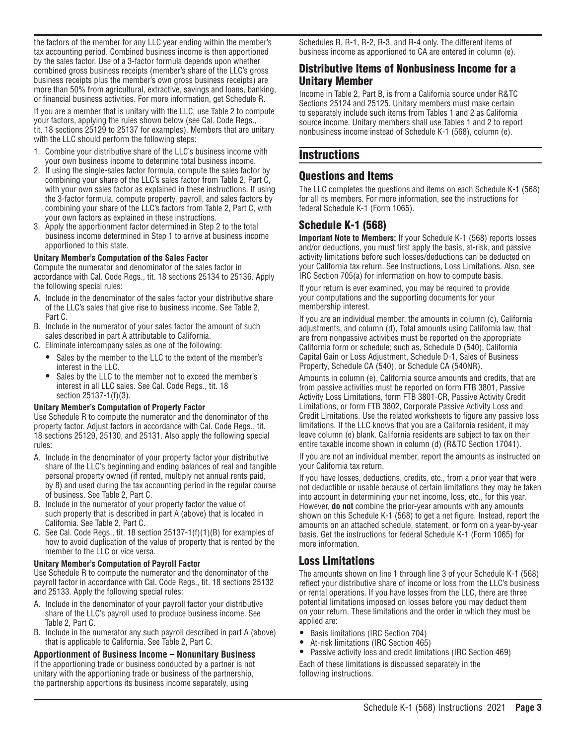the factors of the member for any LLC year ending within the member's tax accounting period. Combined business income is then apportioned by the sales factor. Use of a 3-factor formula depends upon whether combined gross business receipts (member's share of the LLC's gross business receipts plus the member's own gross business receipts) are more than 50% from agricultural, extractive, savings and loans, banking, or financial business activities. For more information, get Schedule R.

If you are a member that is unitary with the LLC, use Table 2 to compute your factors, applying the rules shown below (see Cal. Code Regs., tit. 18 sections 25129 to 25137 for examples). Members that are unitary with the LLC should perform the following steps:

1. Combine your distributive share of the LLC's business income with your own business income to determine total business income.
2. If using the single-sales factor formula, compute the sales factor by combining your share of the LLC's sales factor from Table 2, Part C, with your own sales factor as explained in these instructions. If using the 3-factor formula, compute property, payroll, and sales factors by combining your share of the LLC's factors from Table 2, Part C, with your own factors as explained in these instructions.
3. Apply the apportionment factor determined in Step 2 to the total business income determined in Step 1 to arrive at business income apportioned to this state.

**Unitary Member's Computation of the Sales Factor**

Compute the numerator and denominator of the sales factor in accordance with Cal. Code Regs., tit. 18 sections 25134 to 25136. Apply the following special rules:

A. Include in the denominator of the sales factor your distributive share of the LLC's sales that give rise to business income. See Table 2, Part C.
B. Include in the numerator of your sales factor the amount of such sales described in part A attributable to California.
C. Eliminate intercompany sales as one of the following:
   - Sales by the member to the LLC to the extent of the member's interest in the LLC.
   - Sales by the LLC to the member not to exceed the member's interest in all LLC sales. See Cal. Code Regs., tit. 18 section 25137-1(f)(3).

**Unitary Member's Computation of Property Factor**

Use Schedule R to compute the numerator and the denominator of the property factor. Adjust factors in accordance with Cal. Code Regs., tit. 18 sections 25129, 25130, and 25131. Also apply the following special rules:

A. Include in the denominator of your property factor your distributive share of the LLC's beginning and ending balances of real and tangible personal property owned (if rented, multiply net annual rents paid, by 8) and used during the tax accounting period in the regular course of business. See Table 2, Part C.
B. Include in the numerator of your property factor the value of such property that is described in part A (above) that is located in California. See Table 2, Part C.
C. See Cal. Code Regs., tit. 18 section 25137-1(f)(1)(B) for examples of how to avoid duplication of the value of property that is rented by the member to the LLC or vice versa.

**Unitary Member's Computation of Payroll Factor**

Use Schedule R to compute the numerator and the denominator of the payroll factor in accordance with Cal. Code Regs., tit. 18 sections 25132 and 25133. Apply the following special rules:

A. Include in the denominator of your payroll factor your distributive share of the LLC's payroll used to produce business income. See Table 2, Part C.
B. Include in the numerator any such payroll described in part A (above) that is applicable to California. See Table 2, Part C.

### Apportionment of Business Income – Nonunitary Business

If the apportioning trade or business conducted by a partner is not unitary with the apportioning trade or business of the partnership, the partnership apportions its business income separately, using Schedules R, R-1, R-2, R-3, and R-4 only. The different items of business income as apportioned to CA are entered in column (e).

## Distributive Items of Nonbusiness Income for a Unitary Member

Income in Table 2, Part B, is from a California source under R&TC Sections 25124 and 25125. Unitary members must make certain to separately include such items from Tables 1 and 2 as California source income. Unitary members shall use Tables 1 and 2 to report nonbusiness income instead of Schedule K-1 (568), column (e).

# Instructions

## Questions and Items

The LLC completes the questions and items on each Schedule K-1 (568) for all its members. For more information, see the instructions for federal Schedule K-1 (Form 1065).

## Schedule K-1 (568)

**Important Note to Members:** If your Schedule K-1 (568) reports losses and/or deductions, you must first apply the basis, at-risk, and passive activity limitations before such losses/deductions can be deducted on your California tax return. See Instructions, Loss Limitations. Also, see IRC Section 705(a) for information on how to compute basis.

If your return is ever examined, you may be required to provide your computations and the supporting documents for your membership interest.

If you are an individual member, the amounts in column (c), California adjustments, and column (d), Total amounts using California law, that are from nonpassive activities must be reported on the appropriate California form or schedule; such as, Schedule D (540), California Capital Gain or Loss Adjustment, Schedule D-1, Sales of Business Property, Schedule CA (540), or Schedule CA (540NR).

Amounts in column (e), California source amounts and credits, that are from passive activities must be reported on form FTB 3801, Passive Activity Loss Limitations, form FTB 3801-CR, Passive Activity Credit Limitations, or form FTB 3802, Corporate Passive Activity Loss and Credit Limitations. Use the related worksheets to figure any passive loss limitations. If the LLC knows that you are a California resident, it may leave column (e) blank. California residents are subject to tax on their entire taxable income shown in column (d) (R&TC Section 17041).

If you are not an individual member, report the amounts as instructed on your California tax return.

If you have losses, deductions, credits, etc., from a prior year that were not deductible or usable because of certain limitations they may be taken into account in determining your net income, loss, etc., for this year. However, **do not** combine the prior-year amounts with any amounts shown on this Schedule K-1 (568) to get a net figure. Instead, report the amounts on an attached schedule, statement, or form on a year-by-year basis. Get the instructions for federal Schedule K-1 (Form 1065) for more information.

## Loss Limitations

The amounts shown on line 1 through line 3 of your Schedule K-1 (568) reflect your distributive share of income or loss from the LLC's business or rental operations. If you have losses from the LLC, there are three potential limitations imposed on losses before you may deduct them on your return. These limitations and the order in which they must be applied are:

- Basis limitations (IRC Section 704)
- At-risk limitations (IRC Section 465)
- Passive activity loss and credit limitations (IRC Section 469)

Each of these limitations is discussed separately in the following instructions.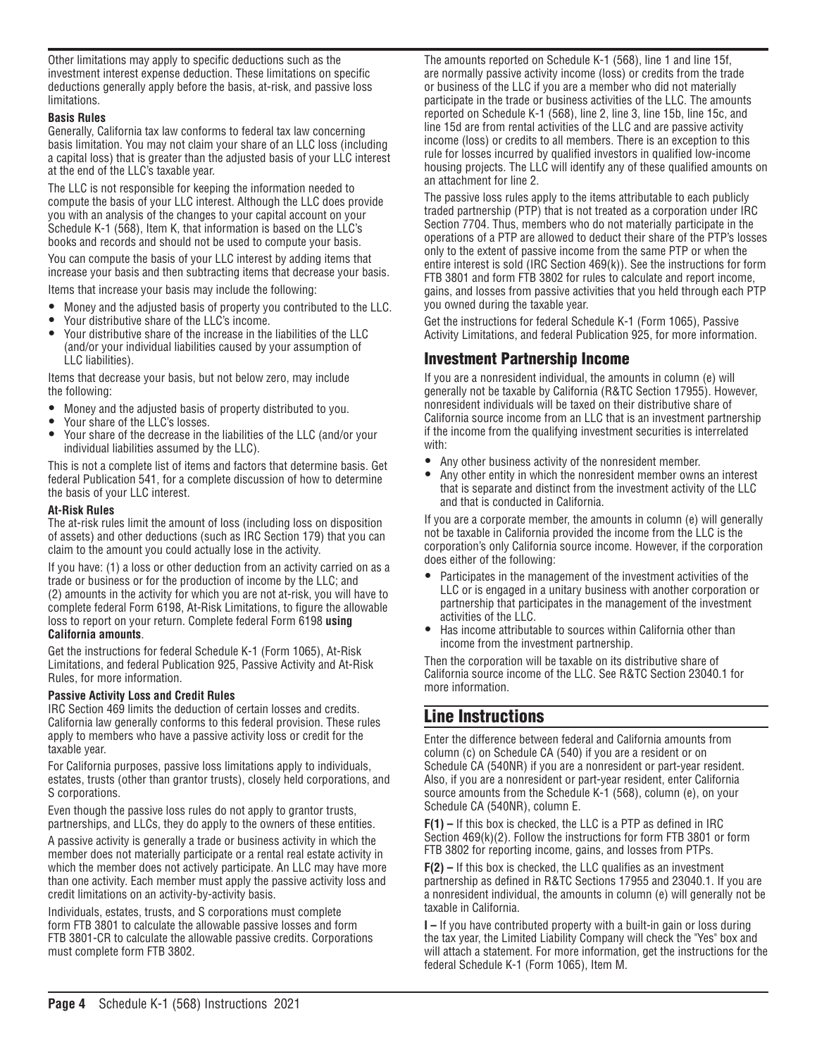Other limitations may apply to specific deductions such as the investment interest expense deduction. These limitations on specific deductions generally apply before the basis, at-risk, and passive loss limitations.

**Basis Rules**

Generally, California tax law conforms to federal tax law concerning basis limitation. You may not claim your share of an LLC loss (including a capital loss) that is greater than the adjusted basis of your LLC interest at the end of the LLC's taxable year.

The LLC is not responsible for keeping the information needed to compute the basis of your LLC interest. Although the LLC does provide you with an analysis of the changes to your capital account on your Schedule K-1 (568), Item K, that information is based on the LLC's books and records and should not be used to compute your basis.

You can compute the basis of your LLC interest by adding items that increase your basis and then subtracting items that decrease your basis.

Items that increase your basis may include the following:

- Money and the adjusted basis of property you contributed to the LLC.
- Your distributive share of the LLC's income.
- Your distributive share of the increase in the liabilities of the LLC (and/or your individual liabilities caused by your assumption of LLC liabilities).

Items that decrease your basis, but not below zero, may include the following:

- Money and the adjusted basis of property distributed to you.
- Your share of the LLC's losses.
- Your share of the decrease in the liabilities of the LLC (and/or your individual liabilities assumed by the LLC).

This is not a complete list of items and factors that determine basis. Get federal Publication 541, for a complete discussion of how to determine the basis of your LLC interest.

**At-Risk Rules**

The at-risk rules limit the amount of loss (including loss on disposition of assets) and other deductions (such as IRC Section 179) that you can claim to the amount you could actually lose in the activity.

If you have: (1) a loss or other deduction from an activity carried on as a trade or business or for the production of income by the LLC; and (2) amounts in the activity for which you are not at-risk, you will have to complete federal Form 6198, At-Risk Limitations, to figure the allowable loss to report on your return. Complete federal Form 6198 **using California amounts**.

Get the instructions for federal Schedule K-1 (Form 1065), At-Risk Limitations, and federal Publication 925, Passive Activity and At-Risk Rules, for more information.

**Passive Activity Loss and Credit Rules**

IRC Section 469 limits the deduction of certain losses and credits. California law generally conforms to this federal provision. These rules apply to members who have a passive activity loss or credit for the taxable year.

For California purposes, passive loss limitations apply to individuals, estates, trusts (other than grantor trusts), closely held corporations, and S corporations.

Even though the passive loss rules do not apply to grantor trusts, partnerships, and LLCs, they do apply to the owners of these entities.

A passive activity is generally a trade or business activity in which the member does not materially participate or a rental real estate activity in which the member does not actively participate. An LLC may have more than one activity. Each member must apply the passive activity loss and credit limitations on an activity-by-activity basis.

Individuals, estates, trusts, and S corporations must complete form FTB 3801 to calculate the allowable passive losses and form FTB 3801-CR to calculate the allowable passive credits. Corporations must complete form FTB 3802.

The amounts reported on Schedule K-1 (568), line 1 and line 15f, are normally passive activity income (loss) or credits from the trade or business of the LLC if you are a member who did not materially participate in the trade or business activities of the LLC. The amounts reported on Schedule K-1 (568), line 2, line 3, line 15b, line 15c, and line 15d are from rental activities of the LLC and are passive activity income (loss) or credits to all members. There is an exception to this rule for losses incurred by qualified investors in qualified low-income housing projects. The LLC will identify any of these qualified amounts on an attachment for line 2.

The passive loss rules apply to the items attributable to each publicly traded partnership (PTP) that is not treated as a corporation under IRC Section 7704. Thus, members who do not materially participate in the operations of a PTP are allowed to deduct their share of the PTP's losses only to the extent of passive income from the same PTP or when the entire interest is sold (IRC Section 469(k)). See the instructions for form FTB 3801 and form FTB 3802 for rules to calculate and report income, gains, and losses from passive activities that you held through each PTP you owned during the taxable year.

Get the instructions for federal Schedule K-1 (Form 1065), Passive Activity Limitations, and federal Publication 925, for more information.

## Investment Partnership Income

If you are a nonresident individual, the amounts in column (e) will generally not be taxable by California (R&TC Section 17955). However, nonresident individuals will be taxed on their distributive share of California source income from an LLC that is an investment partnership if the income from the qualifying investment securities is interrelated with:

- Any other business activity of the nonresident member.
- Any other entity in which the nonresident member owns an interest that is separate and distinct from the investment activity of the LLC and that is conducted in California.

If you are a corporate member, the amounts in column (e) will generally not be taxable in California provided the income from the LLC is the corporation's only California source income. However, if the corporation does either of the following:

- Participates in the management of the investment activities of the LLC or is engaged in a unitary business with another corporation or partnership that participates in the management of the investment activities of the LLC.
- Has income attributable to sources within California other than income from the investment partnership.

Then the corporation will be taxable on its distributive share of California source income of the LLC. See R&TC Section 23040.1 for more information.

# Line Instructions

Enter the difference between federal and California amounts from column (c) on Schedule CA (540) if you are a resident or on Schedule CA (540NR) if you are a nonresident or part-year resident. Also, if you are a nonresident or part-year resident, enter California source amounts from the Schedule K-1 (568), column (e), on your Schedule CA (540NR), column E.

**F(1) –** If this box is checked, the LLC is a PTP as defined in IRC Section 469(k)(2). Follow the instructions for form FTB 3801 or form FTB 3802 for reporting income, gains, and losses from PTPs.

**F(2) –** If this box is checked, the LLC qualifies as an investment partnership as defined in R&TC Sections 17955 and 23040.1. If you are a nonresident individual, the amounts in column (e) will generally not be taxable in California.

**I –** If you have contributed property with a built-in gain or loss during the tax year, the Limited Liability Company will check the "Yes" box and will attach a statement. For more information, get the instructions for the federal Schedule K-1 (Form 1065), Item M.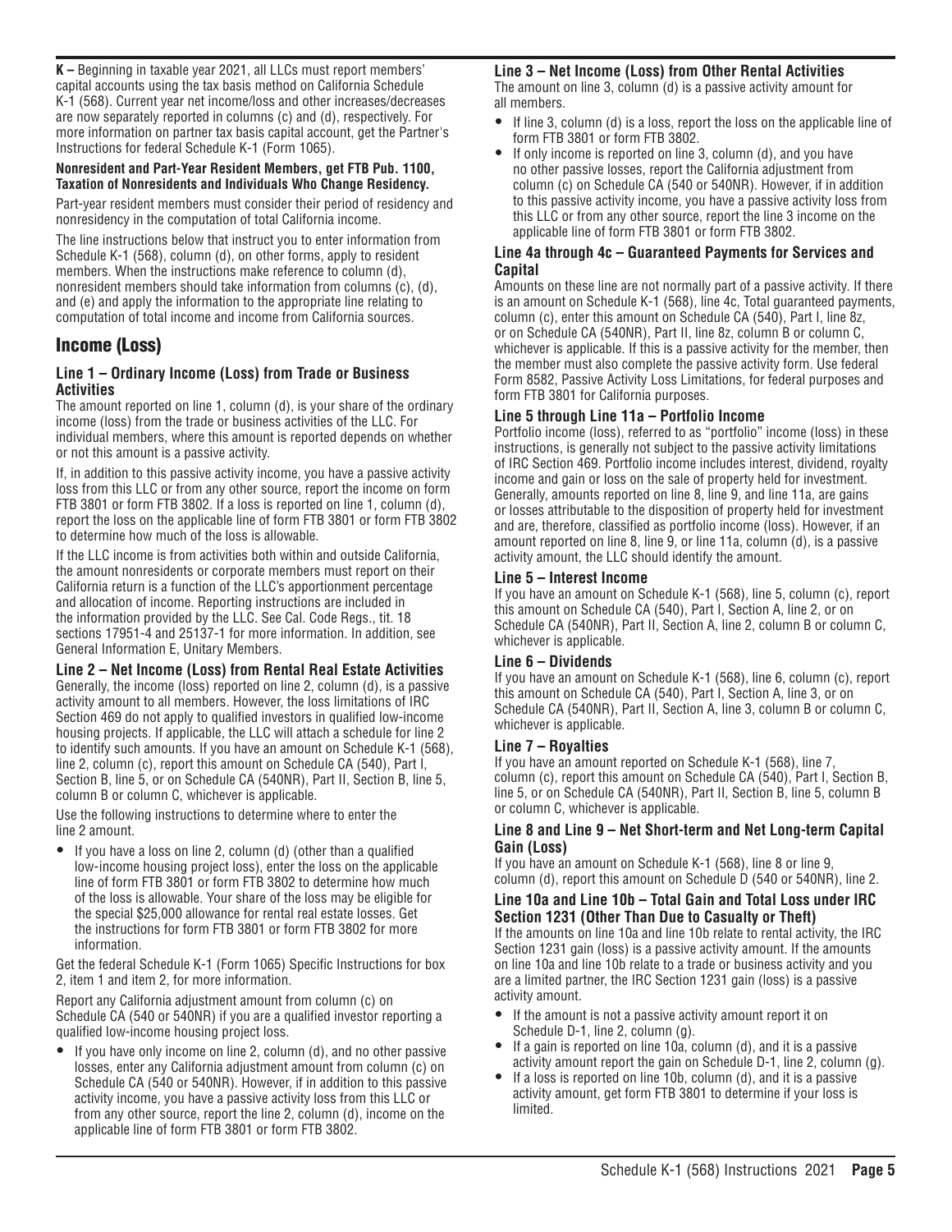**K –** Beginning in taxable year 2021, all LLCs must report members' capital accounts using the tax basis method on California Schedule K-1 (568). Current year net income/loss and other increases/decreases are now separately reported in columns (c) and (d), respectively. For more information on partner tax basis capital account, get the Partner's Instructions for federal Schedule K-1 (Form 1065).

**Nonresident and Part-Year Resident Members, get FTB Pub. 1100, Taxation of Nonresidents and Individuals Who Change Residency.**

Part-year resident members must consider their period of residency and nonresidency in the computation of total California income.

The line instructions below that instruct you to enter information from Schedule K-1 (568), column (d), on other forms, apply to resident members. When the instructions make reference to column (d), nonresident members should take information from columns (c), (d), and (e) and apply the information to the appropriate line relating to computation of total income and income from California sources.

## Income (Loss)

### Line 1 – Ordinary Income (Loss) from Trade or Business Activities

The amount reported on line 1, column (d), is your share of the ordinary income (loss) from the trade or business activities of the LLC. For individual members, where this amount is reported depends on whether or not this amount is a passive activity.

If, in addition to this passive activity income, you have a passive activity loss from this LLC or from any other source, report the income on form FTB 3801 or form FTB 3802. If a loss is reported on line 1, column (d), report the loss on the applicable line of form FTB 3801 or form FTB 3802 to determine how much of the loss is allowable.

If the LLC income is from activities both within and outside California, the amount nonresidents or corporate members must report on their California return is a function of the LLC's apportionment percentage and allocation of income. Reporting instructions are included in the information provided by the LLC. See Cal. Code Regs., tit. 18 sections 17951-4 and 25137-1 for more information. In addition, see General Information E, Unitary Members.

### Line 2 – Net Income (Loss) from Rental Real Estate Activities

Generally, the income (loss) reported on line 2, column (d), is a passive activity amount to all members. However, the loss limitations of IRC Section 469 do not apply to qualified investors in qualified low-income housing projects. If applicable, the LLC will attach a schedule for line 2 to identify such amounts. If you have an amount on Schedule K-1 (568), line 2, column (c), report this amount on Schedule CA (540), Part I, Section B, line 5, or on Schedule CA (540NR), Part II, Section B, line 5, column B or column C, whichever is applicable.

Use the following instructions to determine where to enter the line 2 amount.

- If you have a loss on line 2, column (d) (other than a qualified low-income housing project loss), enter the loss on the applicable line of form FTB 3801 or form FTB 3802 to determine how much of the loss is allowable. Your share of the loss may be eligible for the special $25,000 allowance for rental real estate losses. Get the instructions for form FTB 3801 or form FTB 3802 for more information.

Get the federal Schedule K-1 (Form 1065) Specific Instructions for box 2, item 1 and item 2, for more information.

Report any California adjustment amount from column (c) on Schedule CA (540 or 540NR) if you are a qualified investor reporting a qualified low-income housing project loss.

- If you have only income on line 2, column (d), and no other passive losses, enter any California adjustment amount from column (c) on Schedule CA (540 or 540NR). However, if in addition to this passive activity income, you have a passive activity loss from this LLC or from any other source, report the line 2, column (d), income on the applicable line of form FTB 3801 or form FTB 3802.

### Line 3 – Net Income (Loss) from Other Rental Activities

The amount on line 3, column (d) is a passive activity amount for all members.

- If line 3, column (d) is a loss, report the loss on the applicable line of form FTB 3801 or form FTB 3802.
- If only income is reported on line 3, column (d), and you have no other passive losses, report the California adjustment from column (c) on Schedule CA (540 or 540NR). However, if in addition to this passive activity income, you have a passive activity loss from this LLC or from any other source, report the line 3 income on the applicable line of form FTB 3801 or form FTB 3802.

### Line 4a through 4c – Guaranteed Payments for Services and Capital

Amounts on these line are not normally part of a passive activity. If there is an amount on Schedule K-1 (568), line 4c, Total guaranteed payments, column (c), enter this amount on Schedule CA (540), Part I, line 8z, or on Schedule CA (540NR), Part II, line 8z, column B or column C, whichever is applicable. If this is a passive activity for the member, then the member must also complete the passive activity form. Use federal Form 8582, Passive Activity Loss Limitations, for federal purposes and form FTB 3801 for California purposes.

### Line 5 through Line 11a – Portfolio Income

Portfolio income (loss), referred to as "portfolio" income (loss) in these instructions, is generally not subject to the passive activity limitations of IRC Section 469. Portfolio income includes interest, dividend, royalty income and gain or loss on the sale of property held for investment. Generally, amounts reported on line 8, line 9, and line 11a, are gains or losses attributable to the disposition of property held for investment and are, therefore, classified as portfolio income (loss). However, if an amount reported on line 8, line 9, or line 11a, column (d), is a passive activity amount, the LLC should identify the amount.

### Line 5 – Interest Income

If you have an amount on Schedule K-1 (568), line 5, column (c), report this amount on Schedule CA (540), Part I, Section A, line 2, or on Schedule CA (540NR), Part II, Section A, line 2, column B or column C, whichever is applicable.

### Line 6 – Dividends

If you have an amount on Schedule K-1 (568), line 6, column (c), report this amount on Schedule CA (540), Part I, Section A, line 3, or on Schedule CA (540NR), Part II, Section A, line 3, column B or column C, whichever is applicable.

### Line 7 – Royalties

If you have an amount reported on Schedule K-1 (568), line 7, column (c), report this amount on Schedule CA (540), Part I, Section B, line 5, or on Schedule CA (540NR), Part II, Section B, line 5, column B or column C, whichever is applicable.

### Line 8 and Line 9 – Net Short-term and Net Long-term Capital Gain (Loss)

If you have an amount on Schedule K-1 (568), line 8 or line 9, column (d), report this amount on Schedule D (540 or 540NR), line 2.

### Line 10a and Line 10b – Total Gain and Total Loss under IRC Section 1231 (Other Than Due to Casualty or Theft)

If the amounts on line 10a and line 10b relate to rental activity, the IRC Section 1231 gain (loss) is a passive activity amount. If the amounts on line 10a and line 10b relate to a trade or business activity and you are a limited partner, the IRC Section 1231 gain (loss) is a passive activity amount.

- If the amount is not a passive activity amount report it on Schedule D-1, line 2, column (g).
- If a gain is reported on line 10a, column (d), and it is a passive activity amount report the gain on the Schedule D-1, line 2, column (g).
- If a loss is reported on line 10b, column (d), and it is a passive activity amount, get form FTB 3801 to determine if your loss is limited.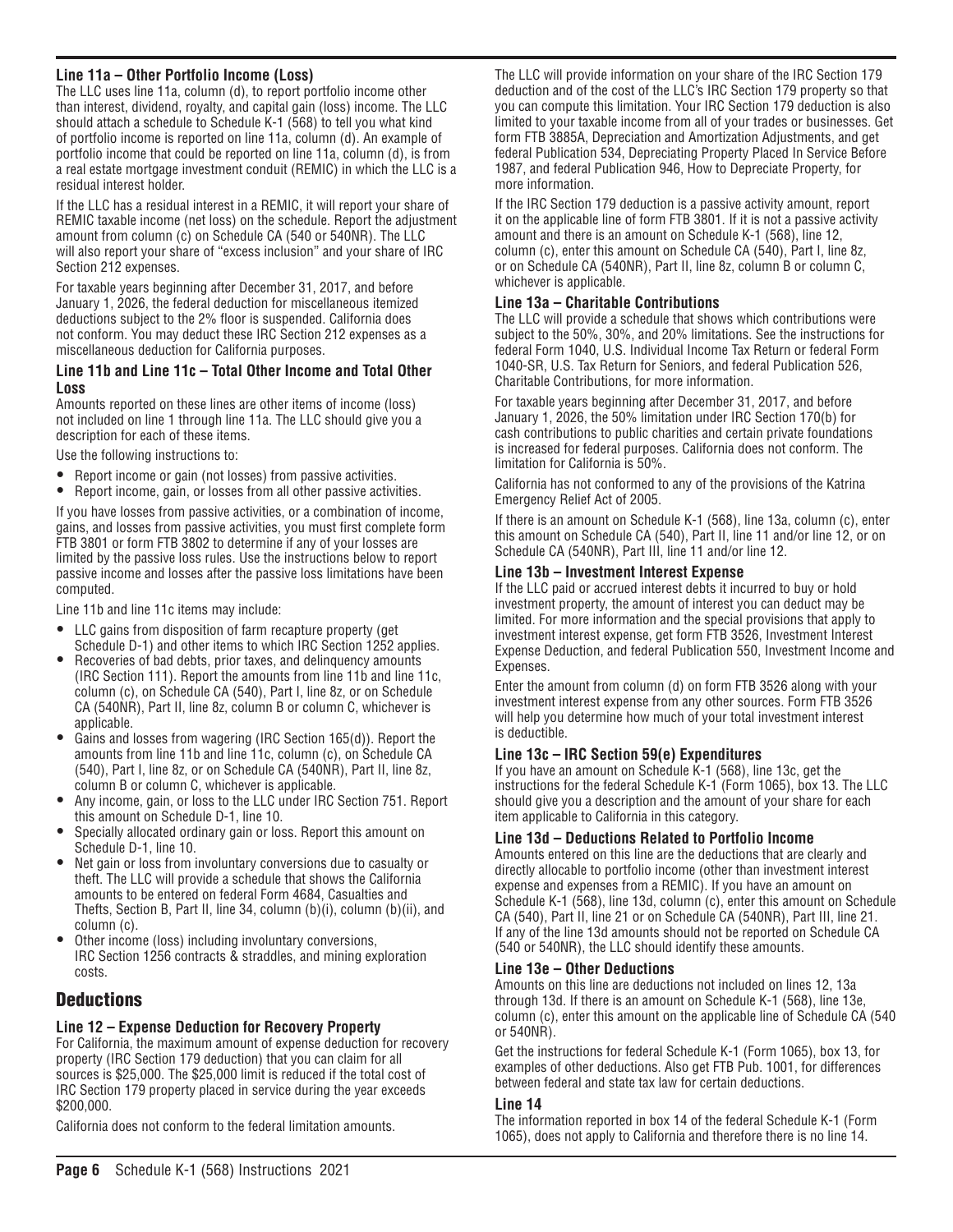### Line 11a – Other Portfolio Income (Loss)

The LLC uses line 11a, column (d), to report portfolio income other than interest, dividend, royalty, and capital gain (loss) income. The LLC should attach a schedule to Schedule K-1 (568) to tell you what kind of portfolio income is reported on line 11a, column (d). An example of portfolio income that could be reported on line 11a, column (d), is from a real estate mortgage investment conduit (REMIC) in which the LLC is a residual interest holder.

If the LLC has a residual interest in a REMIC, it will report your share of REMIC taxable income (net loss) on the schedule. Report the adjustment amount from column (c) on Schedule CA (540 or 540NR). The LLC will also report your share of "excess inclusion" and your share of IRC Section 212 expenses.

For taxable years beginning after December 31, 2017, and before January 1, 2026, the federal deduction for miscellaneous itemized deductions subject to the 2% floor is suspended. California does not conform. You may deduct these IRC Section 212 expenses as a miscellaneous deduction for California purposes.

### Line 11b and Line 11c – Total Other Income and Total Other Loss

Amounts reported on these lines are other items of income (loss) not included on line 1 through line 11a. The LLC should give you a description for each of these items.

Use the following instructions to:

- Report income or gain (not losses) from passive activities.
- Report income, gain, or losses from all other passive activities.

If you have losses from passive activities, or a combination of income, gains, and losses from passive activities, you must first complete form FTB 3801 or form FTB 3802 to determine if any of your losses are limited by the passive loss rules. Use the instructions below to report passive income and losses after the passive loss limitations have been computed.

Line 11b and line 11c items may include:

- LLC gains from disposition of farm recapture property (get Schedule D-1) and other items to which IRC Section 1252 applies.
- Recoveries of bad debts, prior taxes, and delinquency amounts (IRC Section 111). Report the amounts from line 11b and line 11c, column (c), on Schedule CA (540), Part I, line 8z, or on Schedule CA (540NR), Part II, line 8z, column B or column C, whichever is applicable.
- Gains and losses from wagering (IRC Section 165(d)). Report the amounts from line 11b and line 11c, column (c), on Schedule CA (540), Part I, line 8z, or on Schedule CA (540NR), Part II, line 8z, column B or column C, whichever is applicable.
- Any income, gain, or loss to the LLC under IRC Section 751. Report this amount on Schedule D-1, line 10.
- Specially allocated ordinary gain or loss. Report this amount on Schedule D-1, line 10.
- Net gain or loss from involuntary conversions due to casualty or theft. The LLC will provide a schedule that shows the California amounts to be entered on federal Form 4684, Casualties and Thefts, Section B, Part II, line 34, column (b)(i), column (b)(ii), and column (c).
- Other income (loss) including involuntary conversions, IRC Section 1256 contracts & straddles, and mining exploration costs.

## Deductions

### Line 12 – Expense Deduction for Recovery Property

For California, the maximum amount of expense deduction for recovery property (IRC Section 179 deduction) that you can claim for all sources is $25,000. The $25,000 limit is reduced if the total cost of IRC Section 179 property placed in service during the year exceeds $200,000.

California does not conform to the federal limitation amounts.

The LLC will provide information on your share of the IRC Section 179 deduction and of the cost of the LLC's IRC Section 179 property so that you can compute this limitation. Your IRC Section 179 deduction is also limited to your taxable income from all of your trades or businesses. Get form FTB 3885A, Depreciation and Amortization Adjustments, and get federal Publication 534, Depreciating Property Placed In Service Before 1987, and federal Publication 946, How to Depreciate Property, for more information.

If the IRC Section 179 deduction is a passive activity amount, report it on the applicable line of form FTB 3801. If it is not a passive activity amount and there is an amount on Schedule K-1 (568), line 12, column (c), enter this amount on Schedule CA (540), Part I, line 8z, or on Schedule CA (540NR), Part II, line 8z, column B or column C, whichever is applicable.

### Line 13a – Charitable Contributions

The LLC will provide a schedule that shows which contributions were subject to the 50%, 30%, and 20% limitations. See the instructions for federal Form 1040, U.S. Individual Income Tax Return or federal Form 1040-SR, U.S. Tax Return for Seniors, and federal Publication 526, Charitable Contributions, for more information.

For taxable years beginning after December 31, 2017, and before January 1, 2026, the 50% limitation under IRC Section 170(b) for cash contributions to public charities and certain private foundations is increased for federal purposes. California does not conform. The limitation for California is 50%.

California has not conformed to any of the provisions of the Katrina Emergency Relief Act of 2005.

If there is an amount on Schedule K-1 (568), line 13a, column (c), enter this amount on Schedule CA (540), Part II, line 11 and/or line 12, or on Schedule CA (540NR), Part III, line 11 and/or line 12.

### Line 13b – Investment Interest Expense

If the LLC paid or accrued interest debts it incurred to buy or hold investment property, the amount of interest you can deduct may be limited. For more information and the special provisions that apply to investment interest expense, get form FTB 3526, Investment Interest Expense Deduction, and federal Publication 550, Investment Income and Expenses.

Enter the amount from column (d) on form FTB 3526 along with your investment interest expense from any other sources. Form FTB 3526 will help you determine how much of your total investment interest is deductible.

### Line 13c – IRC Section 59(e) Expenditures

If you have an amount on Schedule K-1 (568), line 13c, get the instructions for the federal Schedule K-1 (Form 1065), box 13. The LLC should give you a description and the amount of your share for each item applicable to California in this category.

### Line 13d – Deductions Related to Portfolio Income

Amounts entered on this line are the deductions that are clearly and directly allocable to portfolio income (other than investment interest expense and expenses from a REMIC). If you have an amount on Schedule K-1 (568), line 13d, column (c), enter this amount on Schedule CA (540), Part II, line 21 or on Schedule CA (540NR), Part III, line 21. If any of the line 13d amounts should not be reported on Schedule CA (540 or 540NR), the LLC should identify these amounts.

### Line 13e – Other Deductions

Amounts on this line are deductions not included on lines 12, 13a through 13d. If there is an amount on Schedule K-1 (568), line 13e, column (c), enter this amount on the applicable line of Schedule CA (540 or 540NR).

Get the instructions for federal Schedule K-1 (Form 1065), box 13, for examples of other deductions. Also get FTB Pub. 1001, for differences between federal and state tax law for certain deductions.

### Line 14

The information reported in box 14 of the federal Schedule K-1 (Form 1065), does not apply to California and therefore there is no line 14.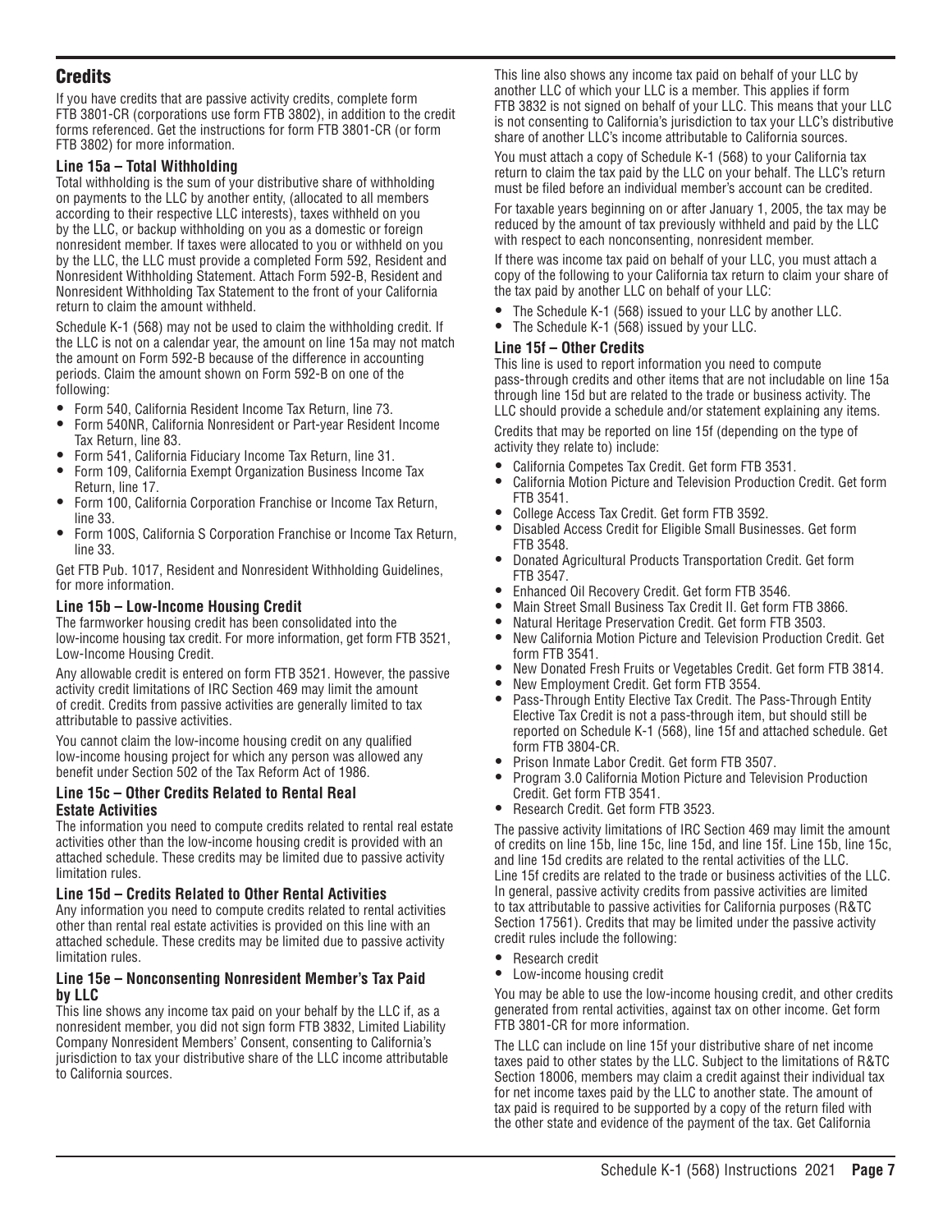## Credits

If you have credits that are passive activity credits, complete form FTB 3801-CR (corporations use form FTB 3802), in addition to the credit forms referenced. Get the instructions for form FTB 3801-CR (or form FTB 3802) for more information.

### Line 15a – Total Withholding

Total withholding is the sum of your distributive share of withholding on payments to the LLC by another entity, (allocated to all members according to their respective LLC interests), taxes withheld on you by the LLC, or backup withholding on you as a domestic or foreign nonresident member. If taxes were allocated to you or withheld on you by the LLC, the LLC must provide a completed Form 592, Resident and Nonresident Withholding Statement. Attach Form 592-B, Resident and Nonresident Withholding Tax Statement to the front of your California return to claim the amount withheld.

Schedule K-1 (568) may not be used to claim the withholding credit. If the LLC is not on a calendar year, the amount on line 15a may not match the amount on Form 592-B because of the difference in accounting periods. Claim the amount shown on Form 592-B on one of the following:

- Form 540, California Resident Income Tax Return, line 73.
- Form 540NR, California Nonresident or Part-year Resident Income Tax Return, line 83.
- Form 541, California Fiduciary Income Tax Return, line 31.
- Form 109, California Exempt Organization Business Income Tax Return, line 17.
- Form 100, California Corporation Franchise or Income Tax Return, line 33.
- Form 100S, California S Corporation Franchise or Income Tax Return, line 33.

Get FTB Pub. 1017, Resident and Nonresident Withholding Guidelines, for more information.

### Line 15b – Low-Income Housing Credit

The farmworker housing credit has been consolidated into the low-income housing tax credit. For more information, get form FTB 3521, Low-Income Housing Credit.

Any allowable credit is entered on form FTB 3521. However, the passive activity credit limitations of IRC Section 469 may limit the amount of credit. Credits from passive activities are generally limited to tax attributable to passive activities.

You cannot claim the low-income housing credit on any qualified low-income housing project for which any person was allowed any benefit under Section 502 of the Tax Reform Act of 1986.

### Line 15c – Other Credits Related to Rental Real Estate Activities

The information you need to compute credits related to rental real estate activities other than the low-income housing credit is provided with an attached schedule. These credits may be limited due to passive activity limitation rules.

### Line 15d – Credits Related to Other Rental Activities

Any information you need to compute credits related to rental activities other than rental real estate activities is provided on this line with an attached schedule. These credits may be limited due to passive activity limitation rules.

### Line 15e – Nonconsenting Nonresident Member's Tax Paid by LLC

This line shows any income tax paid on your behalf by the LLC if, as a nonresident member, you did not sign form FTB 3832, Limited Liability Company Nonresident Members' Consent, consenting to California's jurisdiction to tax your distributive share of the LLC income attributable to California sources.

This line also shows any income tax paid on behalf of your LLC by another LLC of which your LLC is a member. This applies if form FTB 3832 is not signed on behalf of your LLC. This means that your LLC is not consenting to California's jurisdiction to tax your LLC's distributive share of another LLC's income attributable to California sources.

You must attach a copy of Schedule K-1 (568) to your California tax return to claim the tax paid by the LLC on your behalf. The LLC's return must be filed before an individual member's account can be credited.

For taxable years beginning on or after January 1, 2005, the tax may be reduced by the amount of tax previously withheld and paid by the LLC with respect to each nonconsenting, nonresident member.

If there was income tax paid on behalf of your LLC, you must attach a copy of the following to your California tax return to claim your share of the tax paid by another LLC on behalf of your LLC:

- The Schedule K-1 (568) issued to your LLC by another LLC.
- The Schedule K-1 (568) issued by your LLC.

### Line 15f – Other Credits

This line is used to report information you need to compute pass-through credits and other items that are not includable on line 15a through line 15d but are related to the trade or business activity. The LLC should provide a schedule and/or statement explaining any items.

Credits that may be reported on line 15f (depending on the type of activity they relate to) include:

- California Competes Tax Credit. Get form FTB 3531.
- California Motion Picture and Television Production Credit. Get form FTB 3541.
- College Access Tax Credit. Get form FTB 3592.
- Disabled Access Credit for Eligible Small Businesses. Get form FTB 3548.
- Donated Agricultural Products Transportation Credit. Get form FTB 3547.
- Enhanced Oil Recovery Credit. Get form FTB 3546.
- Main Street Small Business Tax Credit II. Get form FTB 3866.
- Natural Heritage Preservation Credit. Get form FTB 3503.
- New California Motion Picture and Television Production Credit. Get form FTB 3541.
- New Donated Fresh Fruits or Vegetables Credit. Get form FTB 3814.
- New Employment Credit. Get form FTB 3554.
- Pass-Through Entity Elective Tax Credit. The Pass-Through Entity Elective Tax Credit is not a pass-through item, but should still be reported on Schedule K-1 (568), line 15f and attached schedule. Get form FTB 3804-CR.
- Prison Inmate Labor Credit. Get form FTB 3507.
- Program 3.0 California Motion Picture and Television Production Credit. Get form FTB 3541.
- Research Credit. Get form FTB 3523.

The passive activity limitations of IRC Section 469 may limit the amount of credits on line 15b, line 15c, line 15d, and line 15f. Line 15b, line 15c, and line 15d credits are related to the rental activities of the LLC. Line 15f credits are related to the trade or business activities of the LLC. In general, passive activity credits from passive activities are limited to tax attributable to passive activities for California purposes (R&TC Section 17561). Credits that may be limited under the passive activity credit rules include the following:

- Research credit
- Low-income housing credit

You may be able to use the low-income housing credit, and other credits generated from rental activities, against tax on other income. Get form FTB 3801-CR for more information.

The LLC can include on line 15f your distributive share of net income taxes paid to other states by the LLC. Subject to the limitations of R&TC Section 18006, members may claim a credit against their individual tax for net income taxes paid by the LLC to another state. The amount of tax paid is required to be supported by a copy of the return filed with the other state and evidence of the payment of the tax. Get California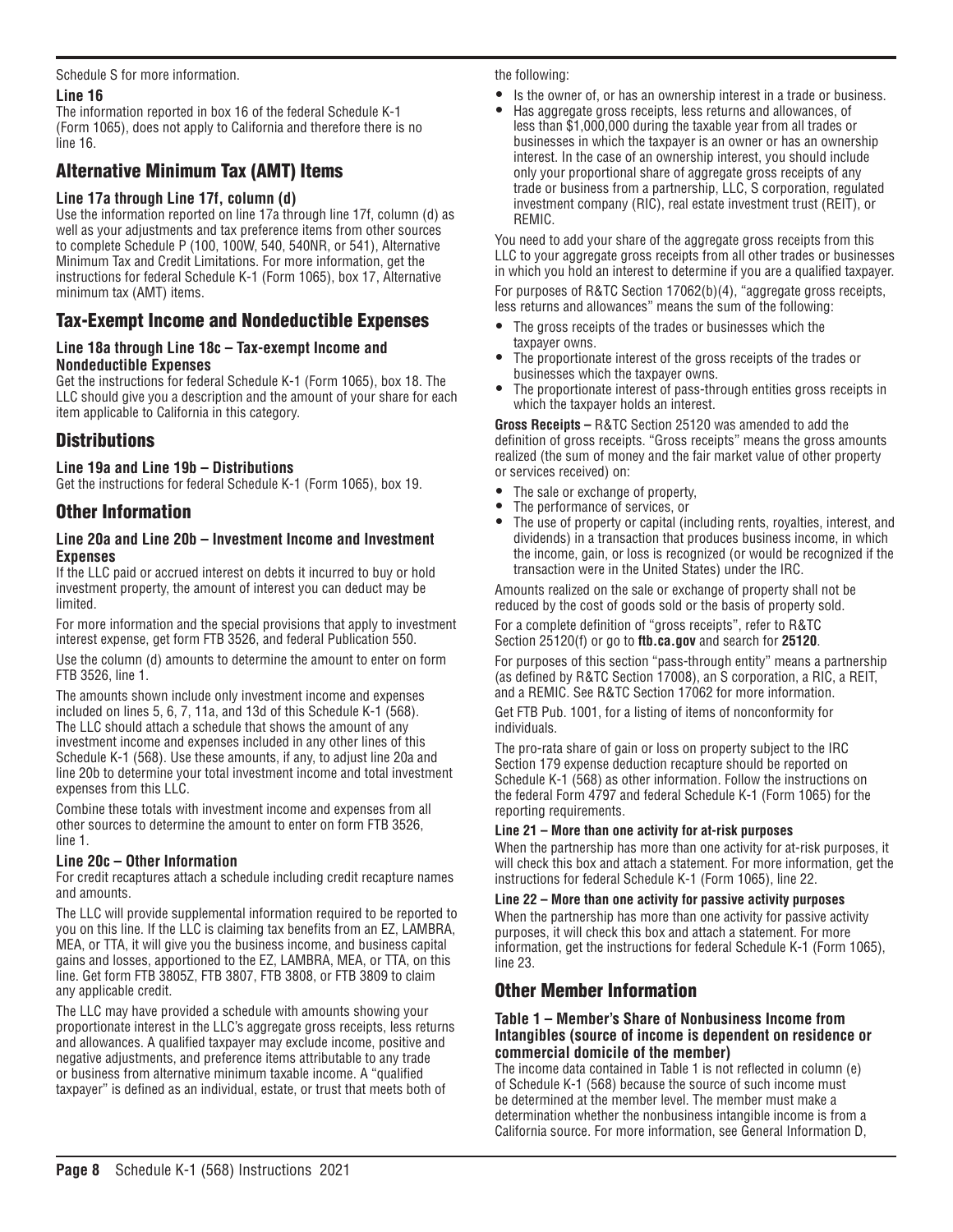Schedule S for more information.

### Line 16

The information reported in box 16 of the federal Schedule K-1 (Form 1065), does not apply to California and therefore there is no line 16.

## Alternative Minimum Tax (AMT) Items

### Line 17a through Line 17f, column (d)

Use the information reported on line 17a through line 17f, column (d) as well as your adjustments and tax preference items from other sources to complete Schedule P (100, 100W, 540, 540NR, or 541), Alternative Minimum Tax and Credit Limitations. For more information, get the instructions for federal Schedule K-1 (Form 1065), box 17, Alternative minimum tax (AMT) items.

## Tax-Exempt Income and Nondeductible Expenses

### Line 18a through Line 18c – Tax-exempt Income and Nondeductible Expenses

Get the instructions for federal Schedule K-1 (Form 1065), box 18. The LLC should give you a description and the amount of your share for each item applicable to California in this category.

## Distributions

### Line 19a and Line 19b – Distributions

Get the instructions for federal Schedule K-1 (Form 1065), box 19.

## Other Information

### Line 20a and Line 20b – Investment Income and Investment Expenses

If the LLC paid or accrued interest on debts it incurred to buy or hold investment property, the amount of interest you can deduct may be limited.

For more information and the special provisions that apply to investment interest expense, get form FTB 3526, and federal Publication 550.

Use the column (d) amounts to determine the amount to enter on form FTB 3526, line 1.

The amounts shown include only investment income and expenses included on lines 5, 6, 7, 11a, and 13d of this Schedule K-1 (568). The LLC should attach a schedule that shows the amount of any investment income and expenses included in any other lines of this Schedule K-1 (568). Use these amounts, if any, to adjust line 20a and line 20b to determine your total investment income and total investment expenses from this LLC.

Combine these totals with investment income and expenses from all other sources to determine the amount to enter on form FTB 3526, line 1.

### Line 20c – Other Information

For credit recaptures attach a schedule including credit recapture names and amounts.

The LLC will provide supplemental information required to be reported to you on this line. If the LLC is claiming tax benefits from an EZ, LAMBRA, MEA, or TTA, it will give you the business income, and business capital gains and losses, apportioned to the EZ, LAMBRA, MEA, or TTA, on this line. Get form FTB 3805Z, FTB 3807, FTB 3808, or FTB 3809 to claim any applicable credit.

The LLC may have provided a schedule with amounts showing your proportionate interest in the LLC's aggregate gross receipts, less returns and allowances. A qualified taxpayer may exclude income, positive and negative adjustments, and preference items attributable to any trade or business from alternative minimum taxable income. A "qualified taxpayer" is defined as an individual, estate, or trust that meets both of the following:

- Is the owner of, or has an ownership interest in a trade or business.
- Has aggregate gross receipts, less returns and allowances, of less than $1,000,000 during the taxable year from all trades or businesses in which the taxpayer is an owner or has an ownership interest. In the case of an ownership interest, you should include only your proportional share of aggregate gross receipts of any trade or business from a partnership, LLC, S corporation, regulated investment company (RIC), real estate investment trust (REIT), or REMIC.

You need to add your share of the aggregate gross receipts from this LLC to your aggregate gross receipts from all other trades or businesses in which you hold an interest to determine if you are a qualified taxpayer.

For purposes of R&TC Section 17062(b)(4), "aggregate gross receipts, less returns and allowances" means the sum of the following:

- The gross receipts of the trades or businesses which the taxpayer owns.
- The proportionate interest of the gross receipts of the trades or businesses which the taxpayer owns.
- The proportionate interest of pass-through entities gross receipts in which the taxpayer holds an interest.

**Gross Receipts –** R&TC Section 25120 was amended to add the definition of gross receipts. "Gross receipts" means the gross amounts realized (the sum of money and the fair market value of other property or services received) on:

- The sale or exchange of property,
- The performance of services, or
- The use of property or capital (including rents, royalties, interest, and dividends) in a transaction that produces business income, in which the income, gain, or loss is recognized (or would be recognized if the transaction were in the United States) under the IRC.

Amounts realized on the sale or exchange of property shall not be reduced by the cost of goods sold or the basis of property sold.

For a complete definition of "gross receipts", refer to R&TC Section 25120(f) or go to **ftb.ca.gov** and search for **25120**.

For purposes of this section "pass-through entity" means a partnership (as defined by R&TC Section 17008), an S corporation, a RIC, a REIT, and a REMIC. See R&TC Section 17062 for more information.

Get FTB Pub. 1001, for a listing of items of nonconformity for individuals.

The pro-rata share of gain or loss on property subject to the IRC Section 179 expense deduction recapture should be reported on Schedule K-1 (568) as other information. Follow the instructions on the federal Form 4797 and federal Schedule K-1 (Form 1065) for the reporting requirements.

### Line 21 – More than one activity for at-risk purposes

When the partnership has more than one activity for at-risk purposes, it will check this box and attach a statement. For more information, get the instructions for federal Schedule K-1 (Form 1065), line 22.

### Line 22 – More than one activity for passive activity purposes

When the partnership has more than one activity for passive activity purposes, it will check this box and attach a statement. For more information, get the instructions for federal Schedule K-1 (Form 1065), line 23.

## Other Member Information

### Table 1 – Member's Share of Nonbusiness Income from Intangibles (source of income is dependent on residence or commercial domicile of the member)

The income data contained in Table 1 is not reflected in column (e) of Schedule K-1 (568) because the source of such income must be determined at the member level. The member must make a determination whether the nonbusiness intangible income is from a California source. For more information, see General Information D,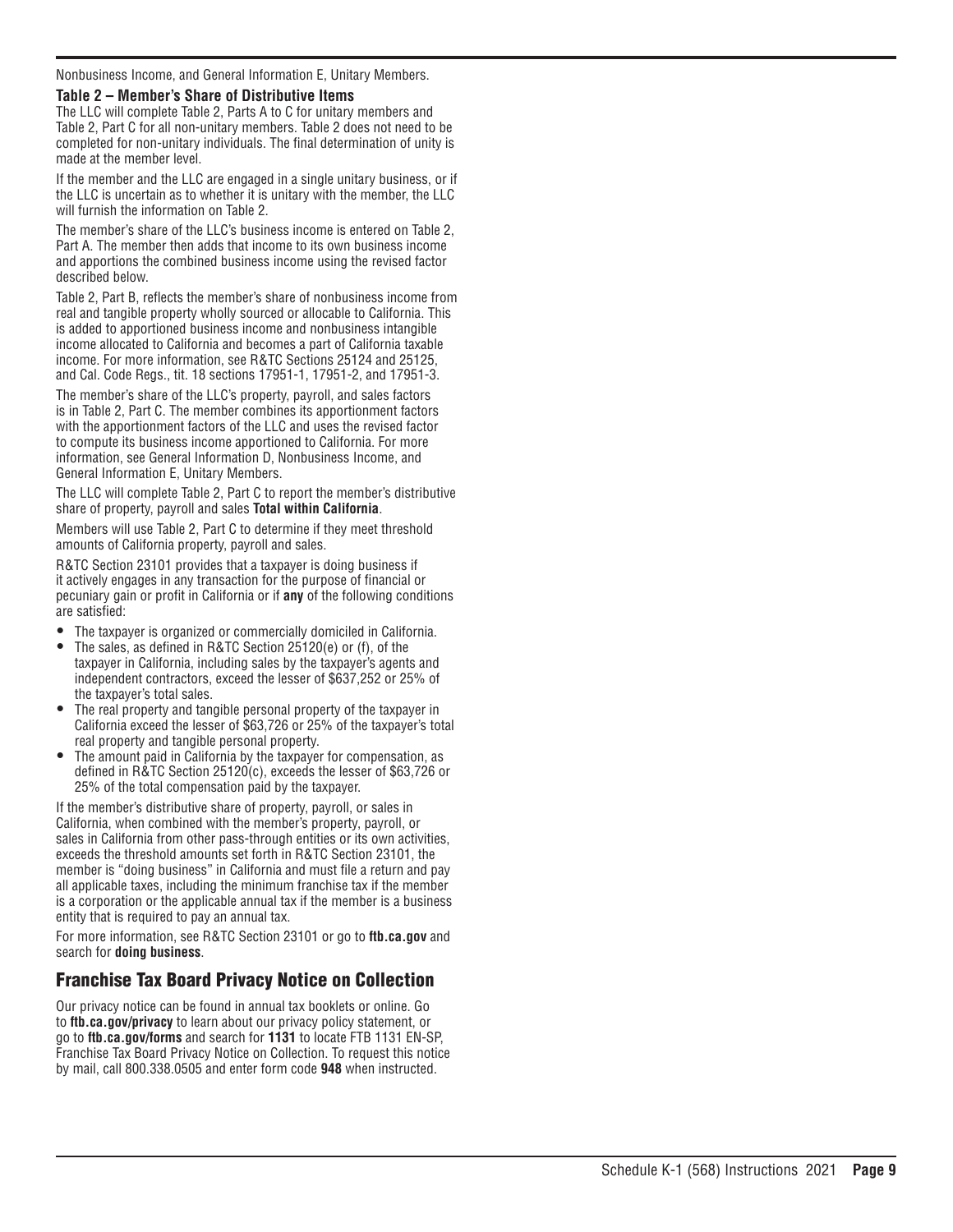Nonbusiness Income, and General Information E, Unitary Members.

**Table 2 – Member's Share of Distributive Items**

The LLC will complete Table 2, Parts A to C for unitary members and Table 2, Part C for all non-unitary members. Table 2 does not need to be completed for non-unitary individuals. The final determination of unity is made at the member level.

If the member and the LLC are engaged in a single unitary business, or if the LLC is uncertain as to whether it is unitary with the member, the LLC will furnish the information on Table 2.

The member's share of the LLC's business income is entered on Table 2, Part A. The member then adds that income to its own business income and apportions the combined business income using the revised factor described below.

Table 2, Part B, reflects the member's share of nonbusiness income from real and tangible property wholly sourced or allocable to California. This is added to apportioned business income and nonbusiness intangible income allocated to California and becomes a part of California taxable income. For more information, see R&TC Sections 25124 and 25125, and Cal. Code Regs., tit. 18 sections 17951-1, 17951-2, and 17951-3.

The member's share of the LLC's property, payroll, and sales factors is in Table 2, Part C. The member combines its apportionment factors with the apportionment factors of the LLC and uses the revised factor to compute its business income apportioned to California. For more information, see General Information D, Nonbusiness Income, and General Information E, Unitary Members.

The LLC will complete Table 2, Part C to report the member's distributive share of property, payroll and sales **Total within California**.

Members will use Table 2, Part C to determine if they meet threshold amounts of California property, payroll and sales.

R&TC Section 23101 provides that a taxpayer is doing business if it actively engages in any transaction for the purpose of financial or pecuniary gain or profit in California or if **any** of the following conditions are satisfied:

- The taxpayer is organized or commercially domiciled in California.
- The sales, as defined in R&TC Section 25120(e) or (f), of the taxpayer in California, including sales by the taxpayer's agents and independent contractors, exceed the lesser of $637,252 or 25% of the taxpayer's total sales.
- The real property and tangible personal property of the taxpayer in California exceed the lesser of $63,726 or 25% of the taxpayer's total real property and tangible personal property.
- The amount paid in California by the taxpayer for compensation, as defined in R&TC Section 25120(c), exceeds the lesser of $63,726 or 25% of the total compensation paid by the taxpayer.

If the member's distributive share of property, payroll, or sales in California, when combined with the member's property, payroll, or sales in California from other pass-through entities or its own activities, exceeds the threshold amounts set forth in R&TC Section 23101, the member is "doing business" in California and must file a return and pay all applicable taxes, including the minimum franchise tax if the member is a corporation or the applicable annual tax if the member is a business entity that is required to pay an annual tax.

For more information, see R&TC Section 23101 or go to **ftb.ca.gov** and search for **doing business**.

## Franchise Tax Board Privacy Notice on Collection

Our privacy notice can be found in annual tax booklets or online. Go to **ftb.ca.gov/privacy** to learn about our privacy policy statement, or go to **ftb.ca.gov/forms** and search for **1131** to locate FTB 1131 EN-SP, Franchise Tax Board Privacy Notice on Collection. To request this notice by mail, call 800.338.0505 and enter form code **948** when instructed.